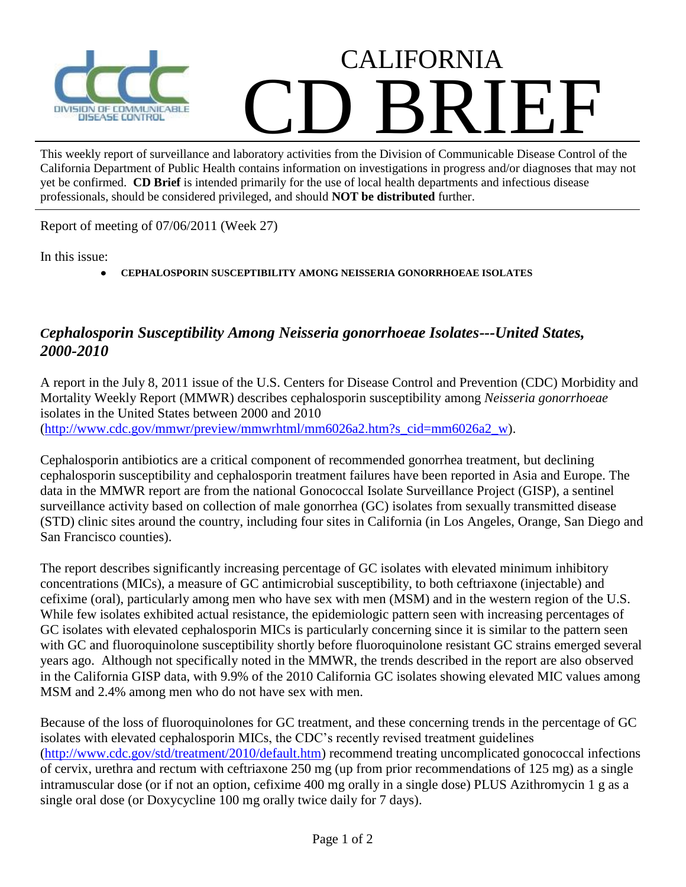# CALIFORNIA CD BRIEF

DIVISION OF COMMUNICABLE DISEASE CONTROL

This weekly report of surveillance and laboratory activities from the Division of Communicable Disease Control of the California Department of Public Health contains information on investigations in progress and/or diagnoses that may not yet be confirmed. **CD Brief** is intended primarily for the use of local health departments and infectious disease professionals, should be considered privileged, and should **NOT be distributed** further.

---

Report of meeting of 07/06/2011 (Week 27)

In this issue:

- **CEPHALOSPORIN SUSCEPTIBILITY AMONG NEISSERIA GONORRHOEAE ISOLATES**

## *Cephalosporin Susceptibility Among Neisseria gonorrhoeae Isolates---United States, 2000-2010*

A report in the July 8, 2011 issue of the U.S. Centers for Disease Control and Prevention (CDC) Morbidity and Mortality Weekly Report (MMWR) describes cephalosporin susceptibility among *Neisseria gonorrhoeae* isolates in the United States between 2000 and 2010 (http://www.cdc.gov/mmwr/preview/mmwrhtml/mm6026a2.htm?s_cid=mm6026a2_w).

Cephalosporin antibiotics are a critical component of recommended gonorrhea treatment, but declining cephalosporin susceptibility and cephalosporin treatment failures have been reported in Asia and Europe. The data in the MMWR report are from the national Gonococcal Isolate Surveillance Project (GISP), a sentinel surveillance activity based on collection of male gonorrhea (GC) isolates from sexually transmitted disease (STD) clinic sites around the country, including four sites in California (in Los Angeles, Orange, San Diego and San Francisco counties).

The report describes significantly increasing percentage of GC isolates with elevated minimum inhibitory concentrations (MICs), a measure of GC antimicrobial susceptibility, to both ceftriaxone (injectable) and cefixime (oral), particularly among men who have sex with men (MSM) and in the western region of the U.S. While few isolates exhibited actual resistance, the epidemiologic pattern seen with increasing percentages of GC isolates with elevated cephalosporin MICs is particularly concerning since it is similar to the pattern seen with GC and fluoroquinolone susceptibility shortly before fluoroquinolone resistant GC strains emerged several years ago. Although not specifically noted in the MMWR, the trends described in the report are also observed in the California GISP data, with 9.9% of the 2010 California GC isolates showing elevated MIC values among MSM and 2.4% among men who do not have sex with men.

Because of the loss of fluoroquinolones for GC treatment, and these concerning trends in the percentage of GC isolates with elevated cephalosporin MICs, the CDC's recently revised treatment guidelines (http://www.cdc.gov/std/treatment/2010/default.htm) recommend treating uncomplicated gonococcal infections of cervix, urethra and rectum with ceftriaxone 250 mg (up from prior recommendations of 125 mg) as a single intramuscular dose (or if not an option, cefixime 400 mg orally in a single dose) PLUS Azithromycin 1 g as a single oral dose (or Doxycycline 100 mg orally twice daily for 7 days).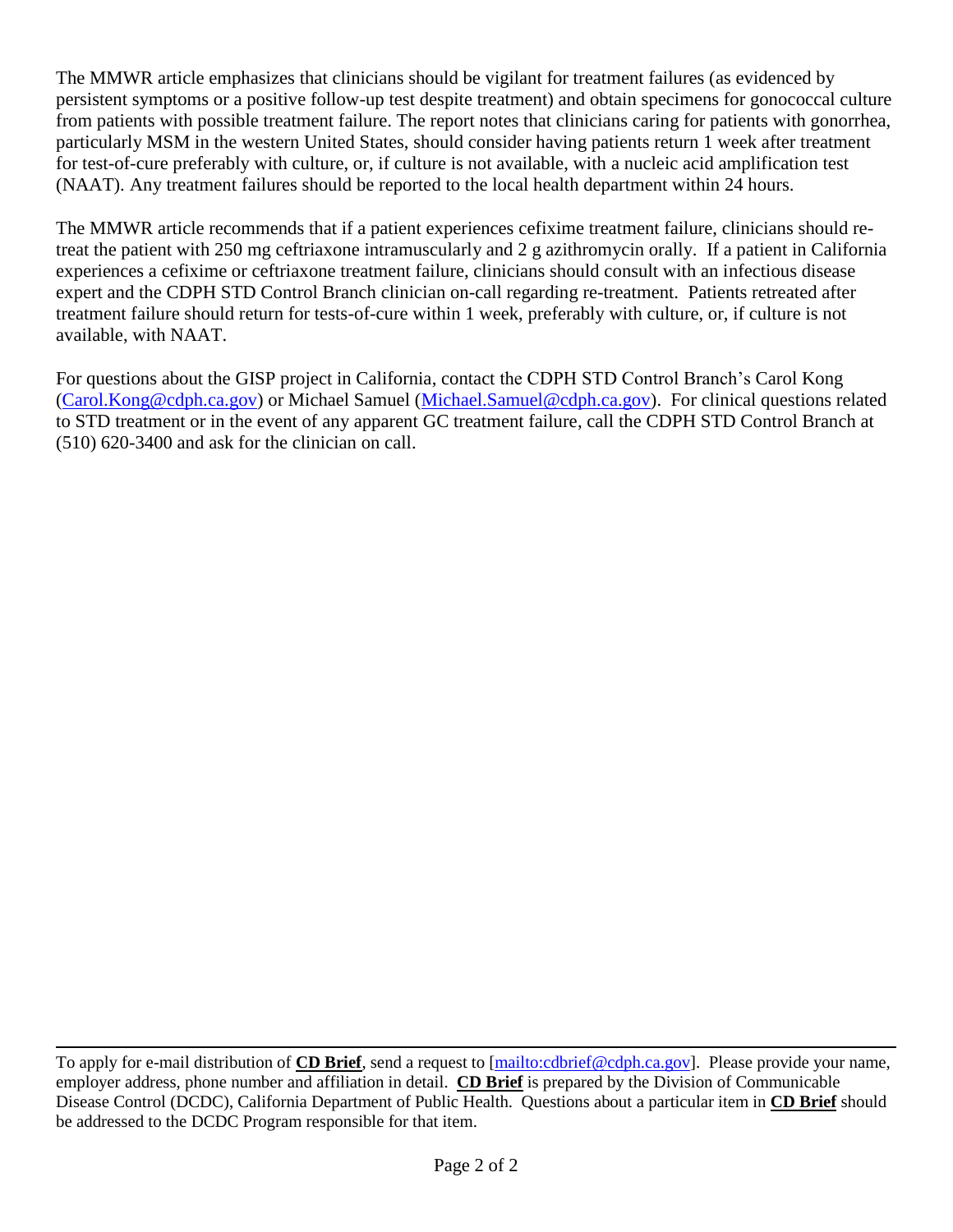The MMWR article emphasizes that clinicians should be vigilant for treatment failures (as evidenced by persistent symptoms or a positive follow-up test despite treatment) and obtain specimens for gonococcal culture from patients with possible treatment failure. The report notes that clinicians caring for patients with gonorrhea, particularly MSM in the western United States, should consider having patients return 1 week after treatment for test-of-cure preferably with culture, or, if culture is not available, with a nucleic acid amplification test (NAAT). Any treatment failures should be reported to the local health department within 24 hours.

The MMWR article recommends that if a patient experiences cefixime treatment failure, clinicians should re-treat the patient with 250 mg ceftriaxone intramuscularly and 2 g azithromycin orally. If a patient in California experiences a cefixime or ceftriaxone treatment failure, clinicians should consult with an infectious disease expert and the CDPH STD Control Branch clinician on-call regarding re-treatment. Patients retreated after treatment failure should return for tests-of-cure within 1 week, preferably with culture, or, if culture is not available, with NAAT.

For questions about the GISP project in California, contact the CDPH STD Control Branch's Carol Kong (Carol.Kong@cdph.ca.gov) or Michael Samuel (Michael.Samuel@cdph.ca.gov). For clinical questions related to STD treatment or in the event of any apparent GC treatment failure, call the CDPH STD Control Branch at (510) 620-3400 and ask for the clinician on call.

---

To apply for e-mail distribution of **CD Brief**, send a request to [mailto:cdbrief@cdph.ca.gov]. Please provide your name, employer address, phone number and affiliation in detail. **CD Brief** is prepared by the Division of Communicable Disease Control (DCDC), California Department of Public Health. Questions about a particular item in **CD Brief** should be addressed to the DCDC Program responsible for that item.